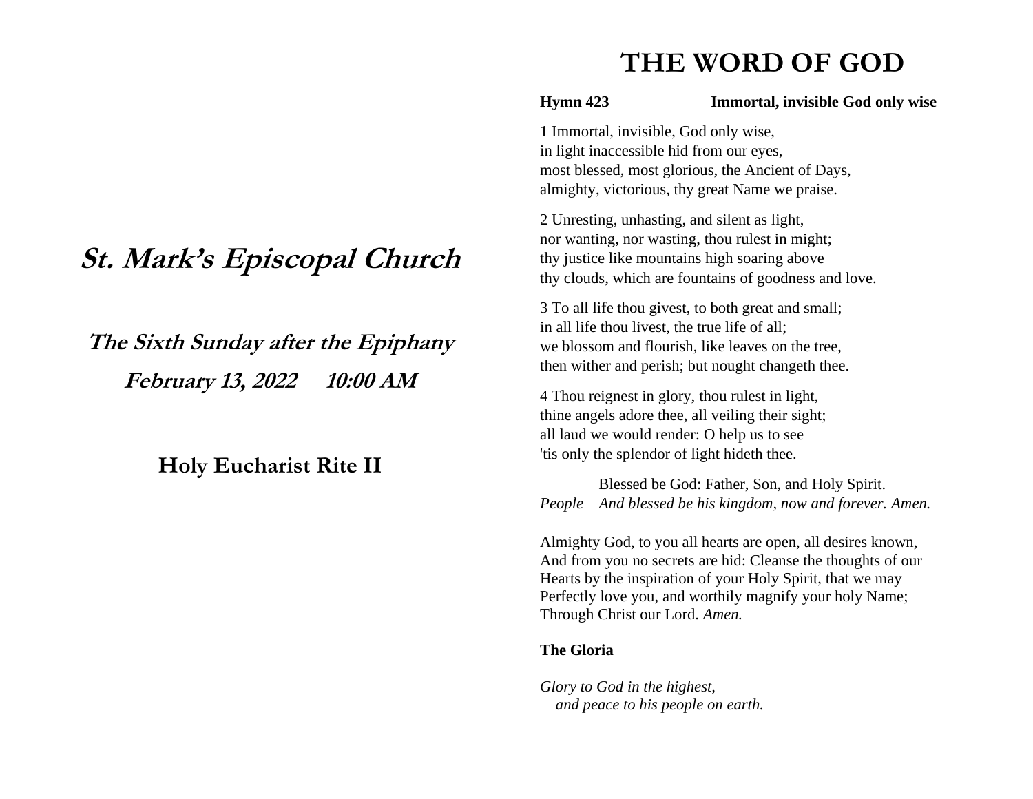# St. Mark's Episcopal Church

## The Sixth Sunday after the Epiphany

## February 13, 2022     10:00 AM

## Holy Eucharist Rite II

# THE WORD OF GOD

**Hymn 423 Immortal, invisible God only wise**

1 Immortal, invisible, God only wise,
in light inaccessible hid from our eyes,
most blessed, most glorious, the Ancient of Days,
almighty, victorious, thy great Name we praise.

2 Unresting, unhasting, and silent as light,
nor wanting, nor wasting, thou rulest in might;
thy justice like mountains high soaring above
thy clouds, which are fountains of goodness and love.

3 To all life thou givest, to both great and small;
in all life thou livest, the true life of all;
we blossom and flourish, like leaves on the tree,
then wither and perish; but nought changeth thee.

4 Thou reignest in glory, thou rulest in light,
thine angels adore thee, all veiling their sight;
all laud we would render: O help us to see
'tis only the splendor of light hideth thee.

Blessed be God: Father, Son, and Holy Spirit.
*People* *And blessed be his kingdom, now and forever. Amen.*

Almighty God, to you all hearts are open, all desires known,
And from you no secrets are hid: Cleanse the thoughts of our
Hearts by the inspiration of your Holy Spirit, that we may
Perfectly love you, and worthily magnify your holy Name;
Through Christ our Lord. *Amen.*

**The Gloria**

*Glory to God in the highest,*
*and peace to his people on earth.*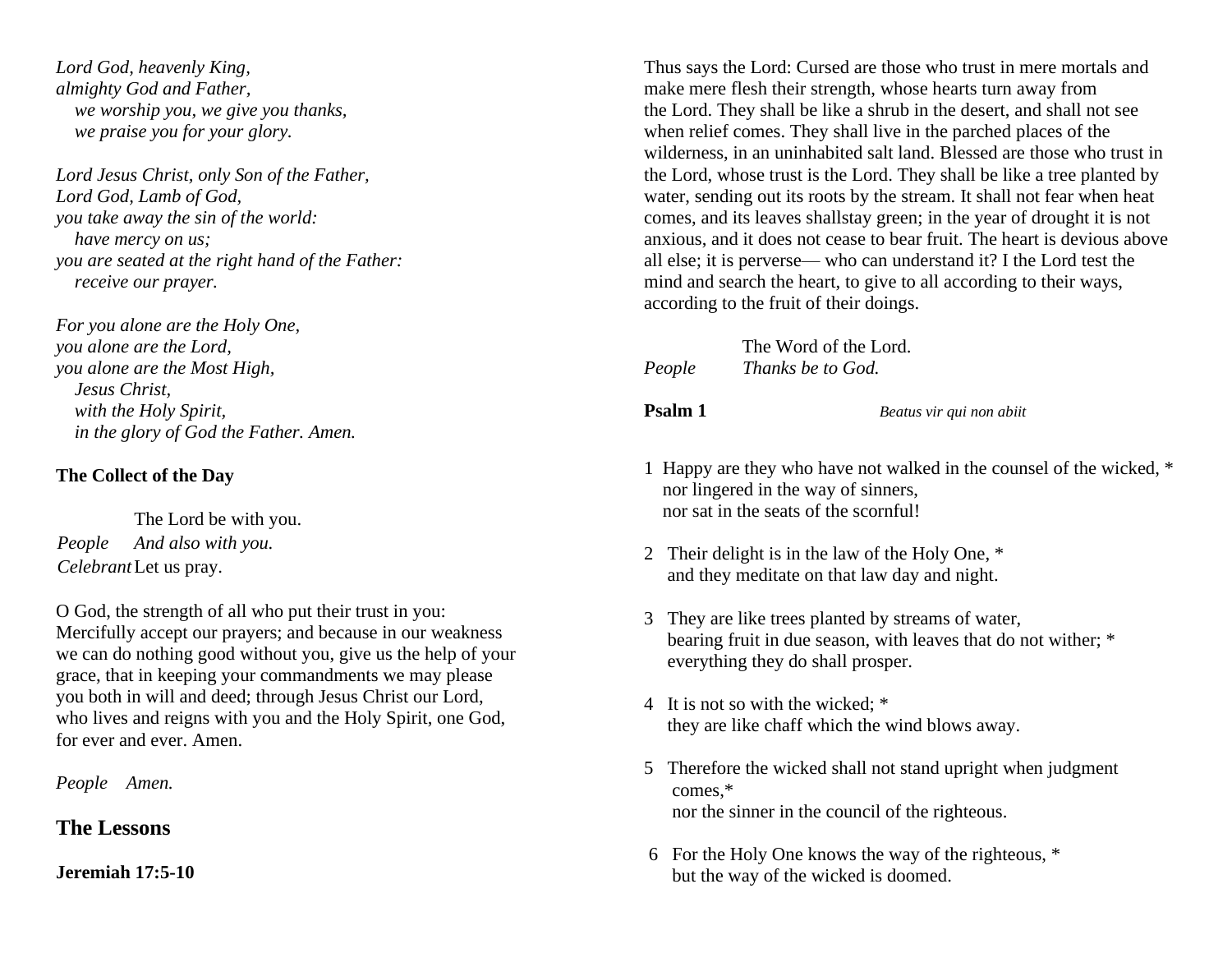*Lord God, heavenly King,*
*almighty God and Father,*
*we worship you, we give you thanks,*
*we praise you for your glory.*

*Lord Jesus Christ, only Son of the Father,*
*Lord God, Lamb of God,*
*you take away the sin of the world:*
*have mercy on us;*
*you are seated at the right hand of the Father:*
*receive our prayer.*

*For you alone are the Holy One,*
*you alone are the Lord,*
*you alone are the Most High,*
*Jesus Christ,*
*with the Holy Spirit,*
*in the glory of God the Father. Amen.*

**The Collect of the Day**

The Lord be with you.
*People* *And also with you.*
*Celebrant* Let us pray.

O God, the strength of all who put their trust in you: Mercifully accept our prayers; and because in our weakness we can do nothing good without you, give us the help of your grace, that in keeping your commandments we may please you both in will and deed; through Jesus Christ our Lord, who lives and reigns with you and the Holy Spirit, one God, for ever and ever. Amen.

*People* *Amen.*

## The Lessons

**Jeremiah 17:5-10**

Thus says the Lord: Cursed are those who trust in mere mortals and make mere flesh their strength, whose hearts turn away from the Lord. They shall be like a shrub in the desert, and shall not see when relief comes. They shall live in the parched places of the wilderness, in an uninhabited salt land. Blessed are those who trust in the Lord, whose trust is the Lord. They shall be like a tree planted by water, sending out its roots by the stream. It shall not fear when heat comes, and its leaves shallstay green; in the year of drought it is not anxious, and it does not cease to bear fruit. The heart is devious above all else; it is perverse— who can understand it? I the Lord test the mind and search the heart, to give to all according to their ways, according to the fruit of their doings.

The Word of the Lord.
*People* *Thanks be to God.*

**Psalm 1** *Beatus vir qui non abiit*

1 Happy are they who have not walked in the counsel of the wicked, *
nor lingered in the way of sinners,
nor sat in the seats of the scornful!

2 Their delight is in the law of the Holy One, *
and they meditate on that law day and night.

3 They are like trees planted by streams of water,
bearing fruit in due season, with leaves that do not wither; *
everything they do shall prosper.

4 It is not so with the wicked; *
they are like chaff which the wind blows away.

5 Therefore the wicked shall not stand upright when judgment comes,*
nor the sinner in the council of the righteous.

6 For the Holy One knows the way of the righteous, *
but the way of the wicked is doomed.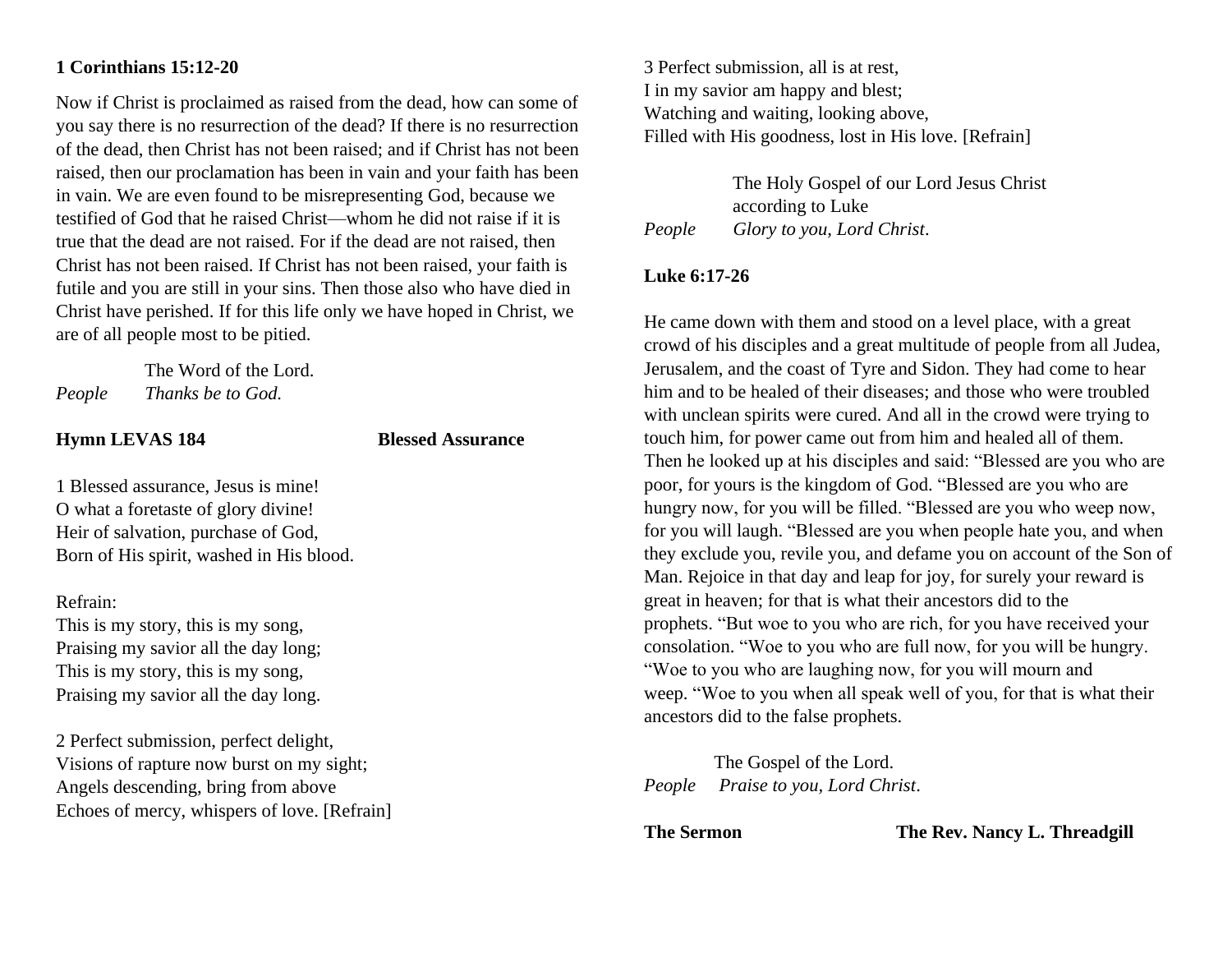**1 Corinthians 15:12-20**

Now if Christ is proclaimed as raised from the dead, how can some of you say there is no resurrection of the dead? If there is no resurrection of the dead, then Christ has not been raised; and if Christ has not been raised, then our proclamation has been in vain and your faith has been in vain. We are even found to be misrepresenting God, because we testified of God that he raised Christ—whom he did not raise if it is true that the dead are not raised. For if the dead are not raised, then Christ has not been raised. If Christ has not been raised, your faith is futile and you are still in your sins. Then those also who have died in Christ have perished. If for this life only we have hoped in Christ, we are of all people most to be pitied.

The Word of the Lord.
*People* *Thanks be to God.*

**Hymn LEVAS 184** **Blessed Assurance**

1 Blessed assurance, Jesus is mine!
O what a foretaste of glory divine!
Heir of salvation, purchase of God,
Born of His spirit, washed in His blood.

Refrain:
This is my story, this is my song,
Praising my savior all the day long;
This is my story, this is my song,
Praising my savior all the day long.

2 Perfect submission, perfect delight,
Visions of rapture now burst on my sight;
Angels descending, bring from above
Echoes of mercy, whispers of love. [Refrain]

3 Perfect submission, all is at rest,
I in my savior am happy and blest;
Watching and waiting, looking above,
Filled with His goodness, lost in His love. [Refrain]

The Holy Gospel of our Lord Jesus Christ according to Luke
*People* *Glory to you, Lord Christ*.

**Luke 6:17-26**

He came down with them and stood on a level place, with a great crowd of his disciples and a great multitude of people from all Judea, Jerusalem, and the coast of Tyre and Sidon. They had come to hear him and to be healed of their diseases; and those who were troubled with unclean spirits were cured. And all in the crowd were trying to touch him, for power came out from him and healed all of them. Then he looked up at his disciples and said: "Blessed are you who are poor, for yours is the kingdom of God. "Blessed are you who are hungry now, for you will be filled. "Blessed are you who weep now, for you will laugh. "Blessed are you when people hate you, and when they exclude you, revile you, and defame you on account of the Son of Man. Rejoice in that day and leap for joy, for surely your reward is great in heaven; for that is what their ancestors did to the prophets. "But woe to you who are rich, for you have received your consolation. "Woe to you who are full now, for you will be hungry. "Woe to you who are laughing now, for you will mourn and weep. "Woe to you when all speak well of you, for that is what their ancestors did to the false prophets.

The Gospel of the Lord.
*People* *Praise to you, Lord Christ*.

**The Sermon** **The Rev. Nancy L. Threadgill**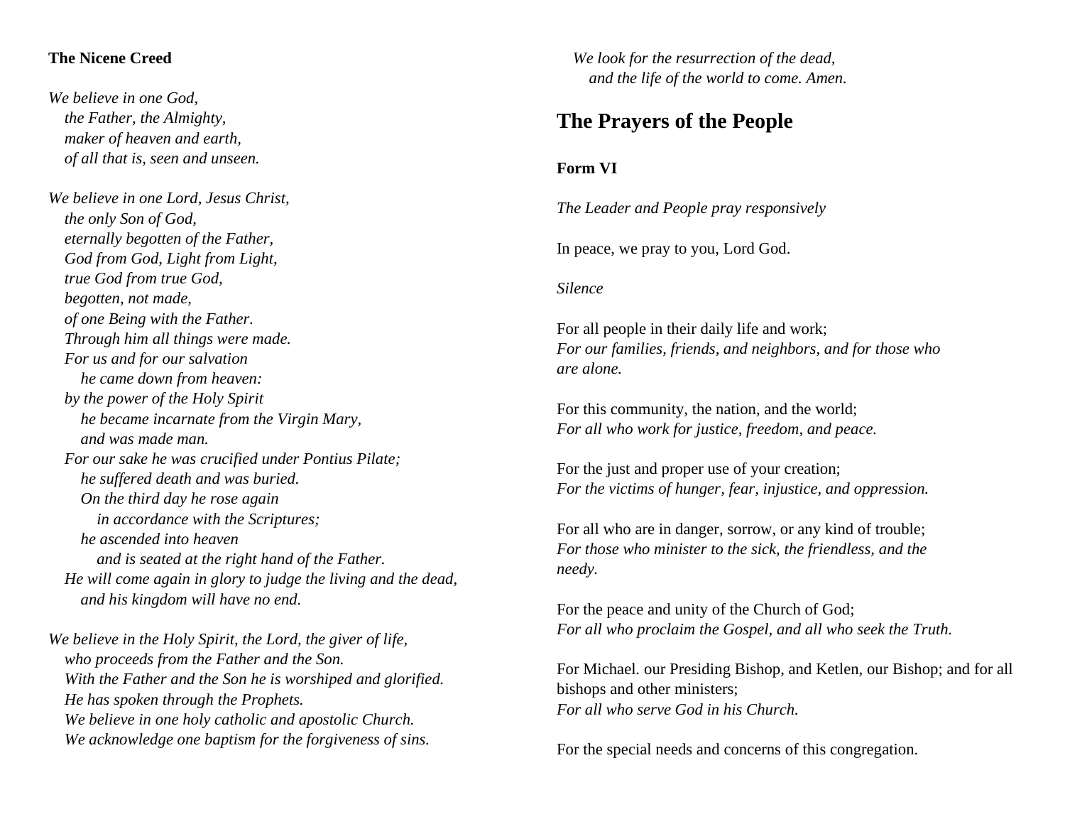**The Nicene Creed**

*We believe in one God,*
*the Father, the Almighty,*
*maker of heaven and earth,*
*of all that is, seen and unseen.*

*We believe in one Lord, Jesus Christ,*
*the only Son of God,*
*eternally begotten of the Father,*
*God from God, Light from Light,*
*true God from true God,*
*begotten, not made,*
*of one Being with the Father.*
*Through him all things were made.*
*For us and for our salvation*
*he came down from heaven:*
*by the power of the Holy Spirit*
*he became incarnate from the Virgin Mary,*
*and was made man.*
*For our sake he was crucified under Pontius Pilate;*
*he suffered death and was buried.*
*On the third day he rose again*
*in accordance with the Scriptures;*
*he ascended into heaven*
*and is seated at the right hand of the Father.*
*He will come again in glory to judge the living and the dead,*
*and his kingdom will have no end.*

*We believe in the Holy Spirit, the Lord, the giver of life,*
*who proceeds from the Father and the Son.*
*With the Father and the Son he is worshiped and glorified.*
*He has spoken through the Prophets.*
*We believe in one holy catholic and apostolic Church.*
*We acknowledge one baptism for the forgiveness of sins.*
*We look for the resurrection of the dead,*
*and the life of the world to come. Amen.*

## The Prayers of the People

**Form VI**

*The Leader and People pray responsively*

In peace, we pray to you, Lord God.

*Silence*

For all people in their daily life and work;
*For our families, friends, and neighbors, and for those who are alone.*

For this community, the nation, and the world;
*For all who work for justice, freedom, and peace.*

For the just and proper use of your creation;
*For the victims of hunger, fear, injustice, and oppression.*

For all who are in danger, sorrow, or any kind of trouble;
*For those who minister to the sick, the friendless, and the needy.*

For the peace and unity of the Church of God;
*For all who proclaim the Gospel, and all who seek the Truth.*

For Michael. our Presiding Bishop, and Ketlen, our Bishop; and for all bishops and other ministers;
*For all who serve God in his Church.*

For the special needs and concerns of this congregation.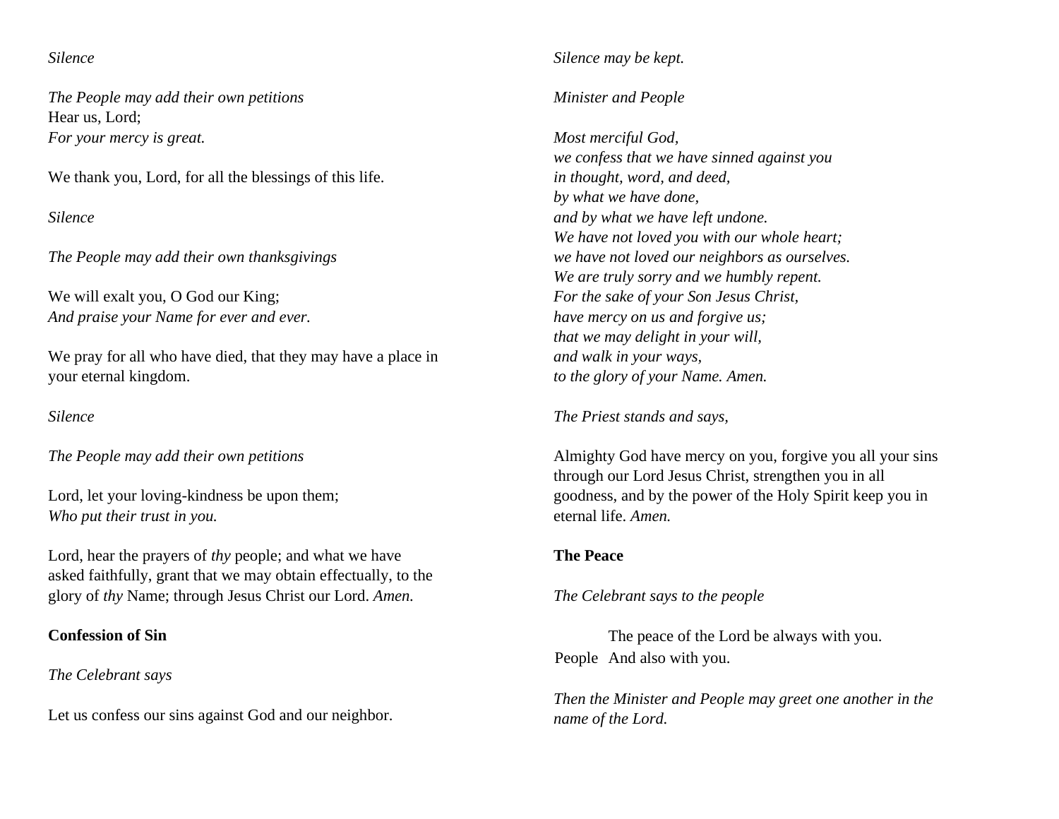*Silence*

*The People may add their own petitions*
Hear us, Lord;
*For your mercy is great.*

We thank you, Lord, for all the blessings of this life.

*Silence*

*The People may add their own thanksgivings*

We will exalt you, O God our King;
*And praise your Name for ever and ever.*

We pray for all who have died, that they may have a place in your eternal kingdom.

*Silence*

*The People may add their own petitions*

Lord, let your loving-kindness be upon them;
*Who put their trust in you.*

Lord, hear the prayers of *thy* people; and what we have asked faithfully, grant that we may obtain effectually, to the glory of *thy* Name; through Jesus Christ our Lord. *Amen.*

**Confession of Sin**

*The Celebrant says*

Let us confess our sins against God and our neighbor.

*Silence may be kept.*

*Minister and People*

*Most merciful God,*
*we confess that we have sinned against you*
*in thought, word, and deed,*
*by what we have done,*
*and by what we have left undone.*
*We have not loved you with our whole heart;*
*we have not loved our neighbors as ourselves.*
*We are truly sorry and we humbly repent.*
*For the sake of your Son Jesus Christ,*
*have mercy on us and forgive us;*
*that we may delight in your will,*
*and walk in your ways,*
*to the glory of your Name. Amen.*

*The Priest stands and says,*

Almighty God have mercy on you, forgive you all your sins through our Lord Jesus Christ, strengthen you in all goodness, and by the power of the Holy Spirit keep you in eternal life. *Amen.*

**The Peace**

*The Celebrant says to the people*

The peace of the Lord be always with you.
People And also with you.

*Then the Minister and People may greet one another in the name of the Lord.*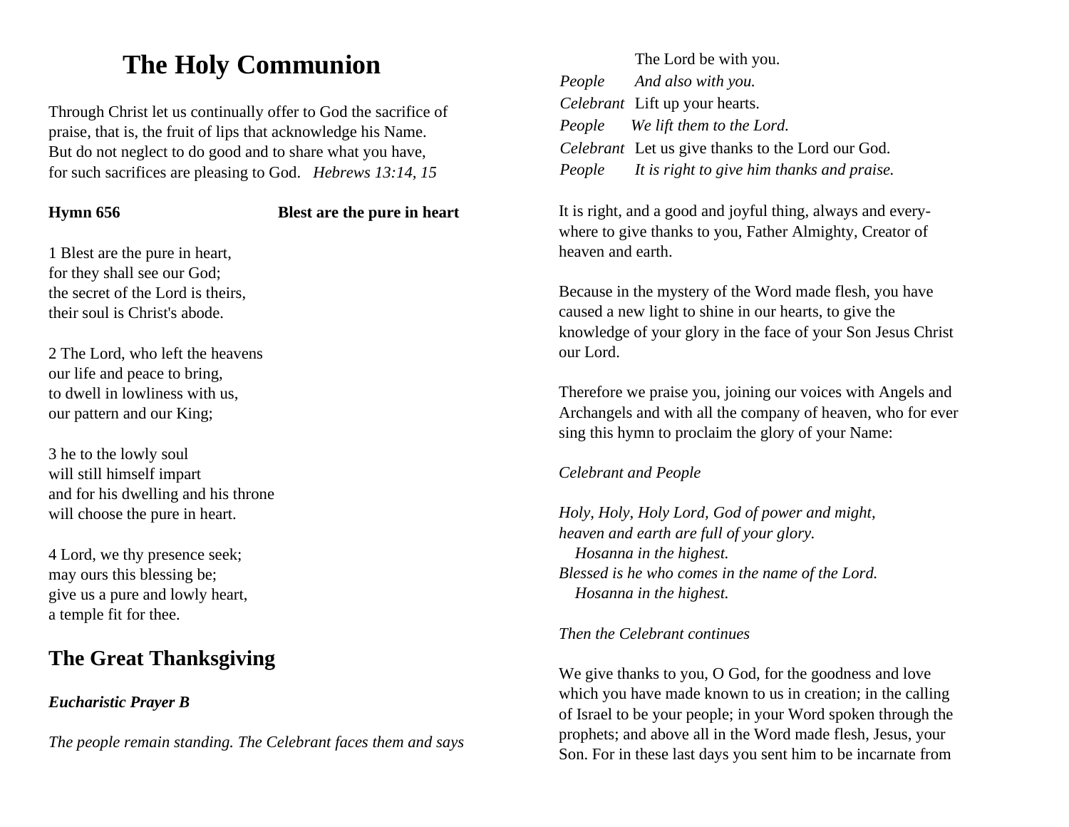# The Holy Communion

Through Christ let us continually offer to God the sacrifice of praise, that is, the fruit of lips that acknowledge his Name. But do not neglect to do good and to share what you have, for such sacrifices are pleasing to God. *Hebrews 13:14, 15*

**Hymn 656** **Blest are the pure in heart**

1 Blest are the pure in heart,
for they shall see our God;
the secret of the Lord is theirs,
their soul is Christ's abode.

2 The Lord, who left the heavens
our life and peace to bring,
to dwell in lowliness with us,
our pattern and our King;

3 he to the lowly soul
will still himself impart
and for his dwelling and his throne
will choose the pure in heart.

4 Lord, we thy presence seek;
may ours this blessing be;
give us a pure and lowly heart,
a temple fit for thee.

## The Great Thanksgiving

***Eucharistic Prayer B***

*The people remain standing. The Celebrant faces them and says*

The Lord be with you.
*People* *And also with you.*
*Celebrant* Lift up your hearts.
*People* *We lift them to the Lord.*
*Celebrant* Let us give thanks to the Lord our God.
*People* *It is right to give him thanks and praise.*

It is right, and a good and joyful thing, always and everywhere to give thanks to you, Father Almighty, Creator of heaven and earth.

Because in the mystery of the Word made flesh, you have caused a new light to shine in our hearts, to give the knowledge of your glory in the face of your Son Jesus Christ our Lord.

Therefore we praise you, joining our voices with Angels and Archangels and with all the company of heaven, who for ever sing this hymn to proclaim the glory of your Name:

*Celebrant and People*

*Holy, Holy, Holy Lord, God of power and might,*
*heaven and earth are full of your glory.*
*Hosanna in the highest.*
*Blessed is he who comes in the name of the Lord.*
*Hosanna in the highest.*

*Then the Celebrant continues*

We give thanks to you, O God, for the goodness and love which you have made known to us in creation; in the calling of Israel to be your people; in your Word spoken through the prophets; and above all in the Word made flesh, Jesus, your Son. For in these last days you sent him to be incarnate from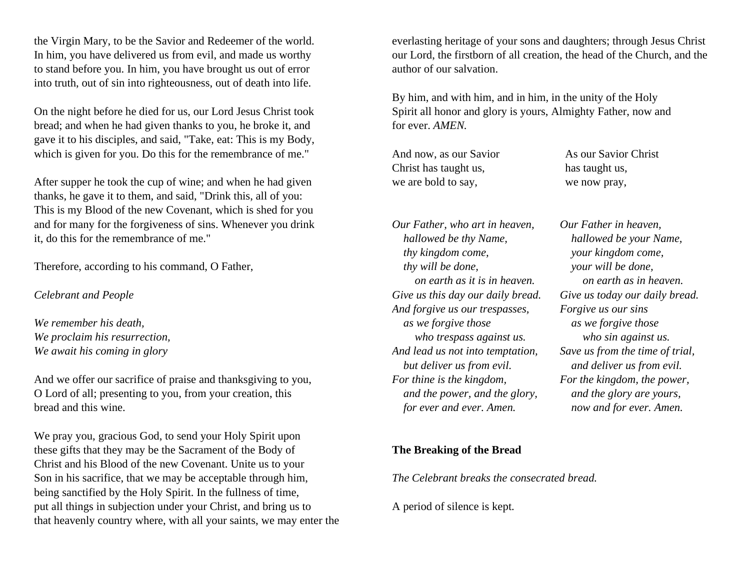the Virgin Mary, to be the Savior and Redeemer of the world. In him, you have delivered us from evil, and made us worthy to stand before you. In him, you have brought us out of error into truth, out of sin into righteousness, out of death into life.

On the night before he died for us, our Lord Jesus Christ took bread; and when he had given thanks to you, he broke it, and gave it to his disciples, and said, "Take, eat: This is my Body, which is given for you. Do this for the remembrance of me."

After supper he took the cup of wine; and when he had given thanks, he gave it to them, and said, "Drink this, all of you: This is my Blood of the new Covenant, which is shed for you and for many for the forgiveness of sins. Whenever you drink it, do this for the remembrance of me."

Therefore, according to his command, O Father,

*Celebrant and People*

*We remember his death,*
*We proclaim his resurrection,*
*We await his coming in glory*

And we offer our sacrifice of praise and thanksgiving to you, O Lord of all; presenting to you, from your creation, this bread and this wine.

We pray you, gracious God, to send your Holy Spirit upon these gifts that they may be the Sacrament of the Body of Christ and his Blood of the new Covenant. Unite us to your Son in his sacrifice, that we may be acceptable through him, being sanctified by the Holy Spirit. In the fullness of time, put all things in subjection under your Christ, and bring us to that heavenly country where, with all your saints, we may enter the everlasting heritage of your sons and daughters; through Jesus Christ our Lord, the firstborn of all creation, the head of the Church, and the author of our salvation.

By him, and with him, and in him, in the unity of the Holy Spirit all honor and glory is yours, Almighty Father, now and for ever. *AMEN.*

| | |
|---|---|
| And now, as our Savior Christ has taught us, we are bold to say, | As our Savior Christ has taught us, we now pray, |
| *Our Father, who art in heaven,*<br>*hallowed be thy Name,*<br>*thy kingdom come,*<br>*thy will be done,*<br>*on earth as it is in heaven.*<br>*Give us this day our daily bread.*<br>*And forgive us our trespasses,*<br>*as we forgive those*<br>*who trespass against us.*<br>*And lead us not into temptation,*<br>*but deliver us from evil.*<br>*For thine is the kingdom,*<br>*and the power, and the glory,*<br>*for ever and ever. Amen.* | *Our Father in heaven,*<br>*hallowed be your Name,*<br>*your kingdom come,*<br>*your will be done,*<br>*on earth as in heaven.*<br>*Give us today our daily bread.*<br>*Forgive us our sins*<br>*as we forgive those*<br>*who sin against us.*<br>*Save us from the time of trial,*<br>*and deliver us from evil.*<br>*For the kingdom, the power,*<br>*and the glory are yours,*<br>*now and for ever. Amen.* |

**The Breaking of the Bread**

*The Celebrant breaks the consecrated bread.*

A period of silence is kept.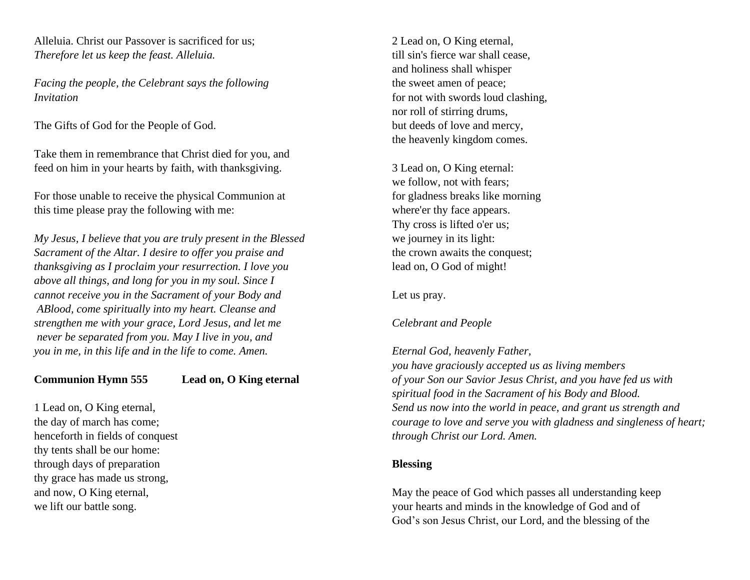Alleluia. Christ our Passover is sacrificed for us;
*Therefore let us keep the feast. Alleluia.*

*Facing the people, the Celebrant says the following Invitation*

The Gifts of God for the People of God.

Take them in remembrance that Christ died for you, and feed on him in your hearts by faith, with thanksgiving.

For those unable to receive the physical Communion at this time please pray the following with me:

*My Jesus, I believe that you are truly present in the Blessed Sacrament of the Altar. I desire to offer you praise and thanksgiving as I proclaim your resurrection. I love you above all things, and long for you in my soul. Since I cannot receive you in the Sacrament of your Body and ABlood, come spiritually into my heart. Cleanse and strengthen me with your grace, Lord Jesus, and let me never be separated from you. May I live in you, and you in me, in this life and in the life to come. Amen.*

**Communion Hymn 555 Lead on, O King eternal**

1 Lead on, O King eternal,
the day of march has come;
henceforth in fields of conquest
thy tents shall be our home:
through days of preparation
thy grace has made us strong,
and now, O King eternal,
we lift our battle song.

2 Lead on, O King eternal,
till sin's fierce war shall cease,
and holiness shall whisper
the sweet amen of peace;
for not with swords loud clashing,
nor roll of stirring drums,
but deeds of love and mercy,
the heavenly kingdom comes.

3 Lead on, O King eternal:
we follow, not with fears;
for gladness breaks like morning
where'er thy face appears.
Thy cross is lifted o'er us;
we journey in its light:
the crown awaits the conquest;
lead on, O God of might!

Let us pray.

*Celebrant and People*

*Eternal God, heavenly Father,*
*you have graciously accepted us as living members*
*of your Son our Savior Jesus Christ, and you have fed us with spiritual food in the Sacrament of his Body and Blood.*
*Send us now into the world in peace, and grant us strength and courage to love and serve you with gladness and singleness of heart; through Christ our Lord. Amen.*

**Blessing**

May the peace of God which passes all understanding keep your hearts and minds in the knowledge of God and of God's son Jesus Christ, our Lord, and the blessing of the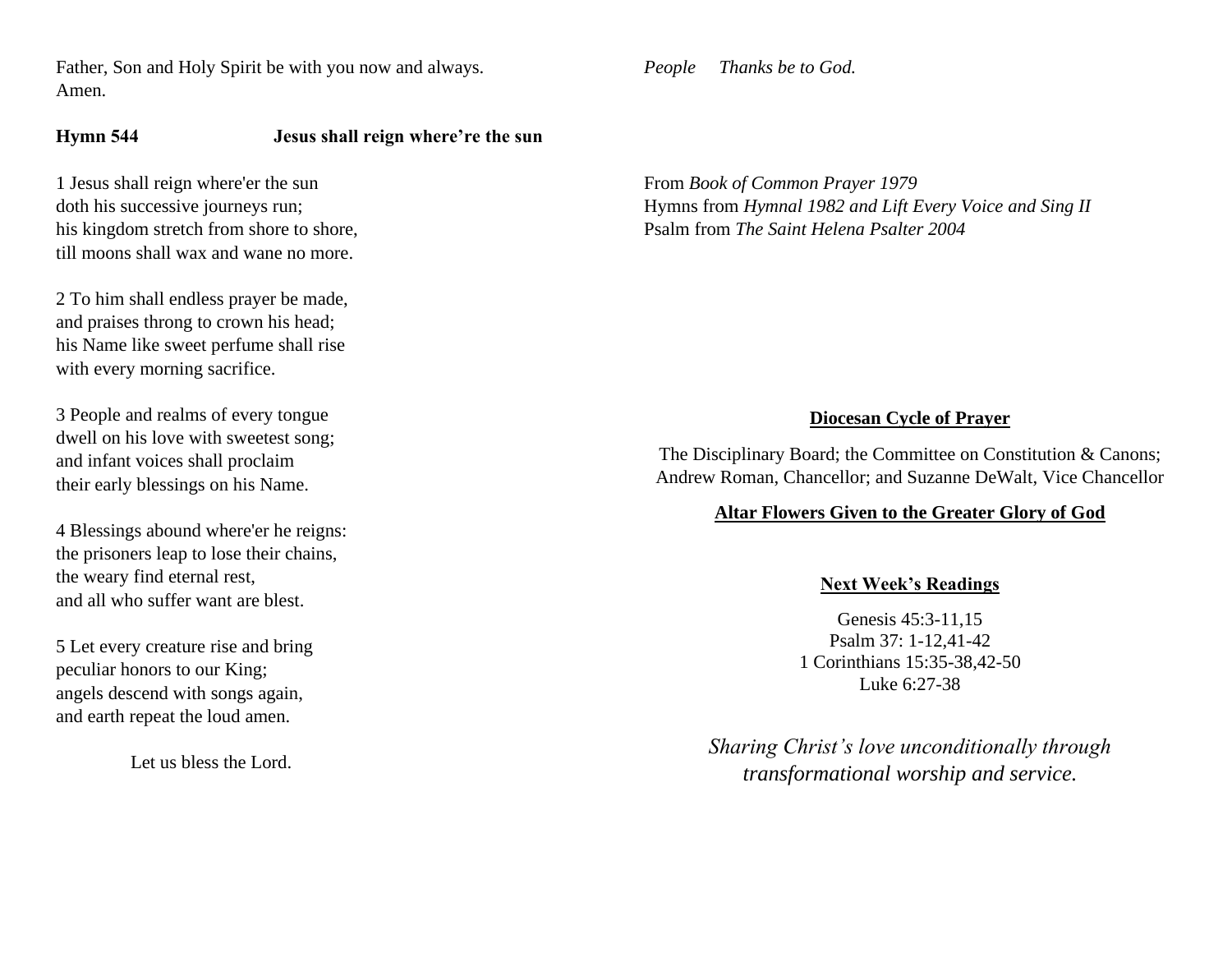Father, Son and Holy Spirit be with you now and always.
Amen.

**Hymn 544** **Jesus shall reign where're the sun**

1 Jesus shall reign where'er the sun
doth his successive journeys run;
his kingdom stretch from shore to shore,
till moons shall wax and wane no more.

2 To him shall endless prayer be made,
and praises throng to crown his head;
his Name like sweet perfume shall rise
with every morning sacrifice.

3 People and realms of every tongue
dwell on his love with sweetest song;
and infant voices shall proclaim
their early blessings on his Name.

4 Blessings abound where'er he reigns:
the prisoners leap to lose their chains,
the weary find eternal rest,
and all who suffer want are blest.

5 Let every creature rise and bring
peculiar honors to our King;
angels descend with songs again,
and earth repeat the loud amen.

Let us bless the Lord.

*People Thanks be to God.*

From *Book of Common Prayer 1979*
Hymns from *Hymnal 1982 and Lift Every Voice and Sing II*
Psalm from *The Saint Helena Psalter 2004*

**Diocesan Cycle of Prayer**

The Disciplinary Board; the Committee on Constitution & Canons; Andrew Roman, Chancellor; and Suzanne DeWalt, Vice Chancellor

**Altar Flowers Given to the Greater Glory of God**

**Next Week's Readings**

Genesis 45:3-11,15
Psalm 37: 1-12,41-42
1 Corinthians 15:35-38,42-50
Luke 6:27-38

*Sharing Christ's love unconditionally through transformational worship and service.*